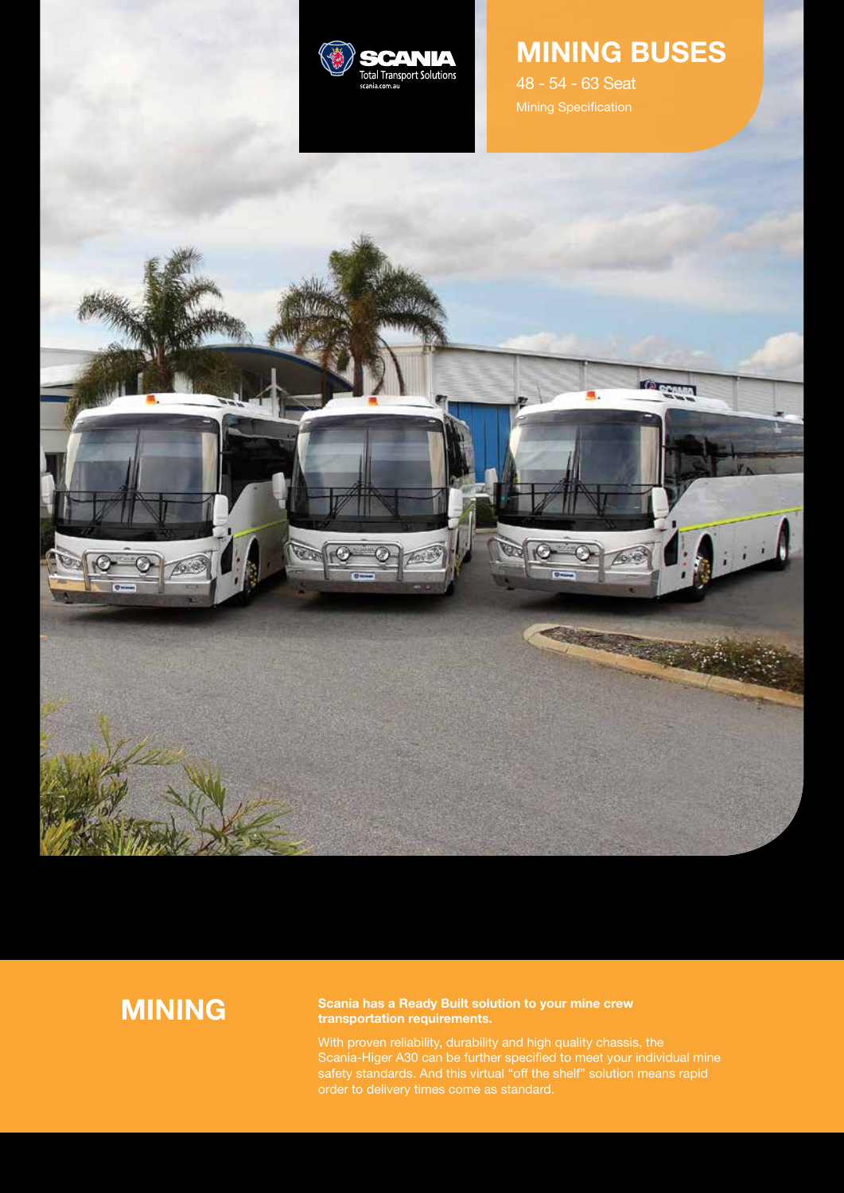SCANIA
Total Transport Solutions
scania.com.au

# MINING BUSES

48 - 54 - 63 Seat

Mining Specification

## MINING

**Scania has a Ready Built solution to your mine crew transportation requirements.**

With proven reliability, durability and high quality chassis, the Scania-Higer A30 can be further specified to meet your individual mine safety standards. And this virtual "off the shelf" solution means rapid order to delivery times come as standard.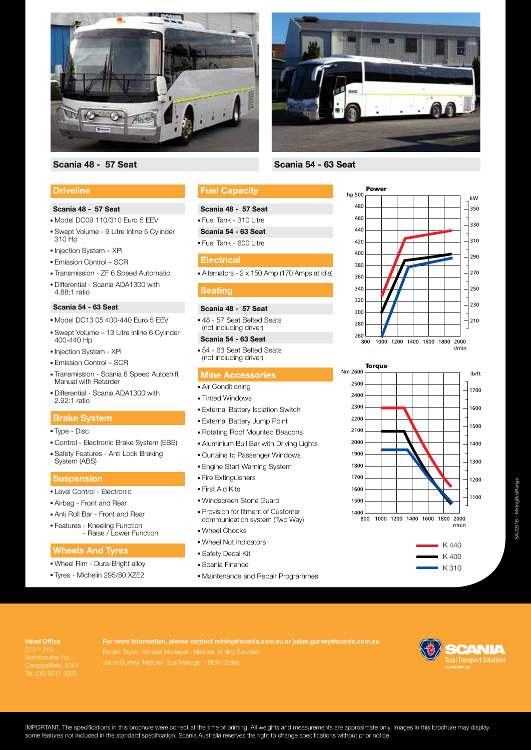Scania 48 - 57 Seat

Scania 54 - 63 Seat

## Driveline

**Scania 48 - 57 Seat**

- Model DC09 110/310 Euro 5 EEV
- Swept Volume - 9 Litre Inline 5 Cylinder 310 Hp
- Injection System – XPI
- Emission Control – SCR
- Transmission - ZF 6 Speed Automatic
- Differential - Scania ADA1300 with 4.88:1 ratio

**Scania 54 - 63 Seat**

- Model DC13 05 400-440 Euro 5 EEV
- Swept Volume – 13 Litre Inline 6 Cylinder 400-440 Hp
- Injection System - XPI
- Emission Control – SCR
- Transmission - Scania 8 Speed Autoshift Manual with Retarder
- Differential - Scania ADA1300 with 2.92:1 ratio

## Brake System

- Type - Disc
- Control - Electronic Brake System (EBS)
- Safety Features - Anti Lock Braking System (ABS)

## Suspension

- Level Control - Electronic
- Airbag - Front and Rear
- Anti Roll Bar - Front and Rear
- Features - Kneeling Function
  - Raise / Lower Function

## Wheels And Tyres

- Wheel Rim - Dura-Bright alloy
- Tyres - Michelin 295/80 XZE2

## Fuel Capacity

**Scania 48 - 57 Seat**

- Fuel Tank - 310 Litre

**Scania 54 - 63 Seat**

- Fuel Tank - 600 Litre

## Electrical

- Alternators - 2 x 150 Amp (170 Amps at idle)

## Seating

**Scania 48 - 57 Seat**

- 48 - 57 Seat Belted Seats (not including driver)

**Scania 54 - 63 Seat**

- 54 - 63 Seat Belted Seats (not including driver)

## Mine Accessories

- Air Conditioning
- Tinted Windows
- External Battery Isolation Switch
- External Battery Jump Point
- Rotating Roof Mounted Beacons
- Aluminium Bull Bar with Driving Lights
- Curtains to Passenger Windows
- Engine Start Warning System
- Fire Extinguishers
- First Aid Kits
- Windscreen Stone Guard
- Provision for fitment of Customer communication system (Two Way)
- Wheel Chocks
- Wheel Nut Indicators
- Safety Decal Kit
- Scania Finance
- Maintenance and Repair Programmes

**Power**

hp 500 480 460 440 420 400 380 360 340 320 300 280 260

kW 350 330 310 290 270 250 230 210

800 1000 1200 1400 1600 1800 2000 r/min

**Torque**

Nm 2600 2500 2400 2300 2200 2100 2000 1900 1800 1700 1600 1500 1400

lb/ft 1700 1600 1500 1400 1300 1200 1100

800 1000 1200 1400 1600 1800 2000 r/min

K 440
K 400
K 310

SAU2016 – MiningBusRange

**Head Office**
212 – 216
Northbourne Rd
Campbellfield, 3061
Tel: (03) 9217 3300

**For more information, please contact mining@scania.com.au or julian.gurney@scania.com.au**
Robert Taylor: General Manager - National Mining Services
Julian Gurney: National Bus Manager - Retail Sales

SCANIA Total Transport Solutions
scania.com.au

IMPORTANT. The specifications in this brochure were correct at the time of printing. All weights and measurements are approximate only. Images in this brochure may display some features not included in the standard specification. Scania Australia reserves the right to change specifications without prior notice.